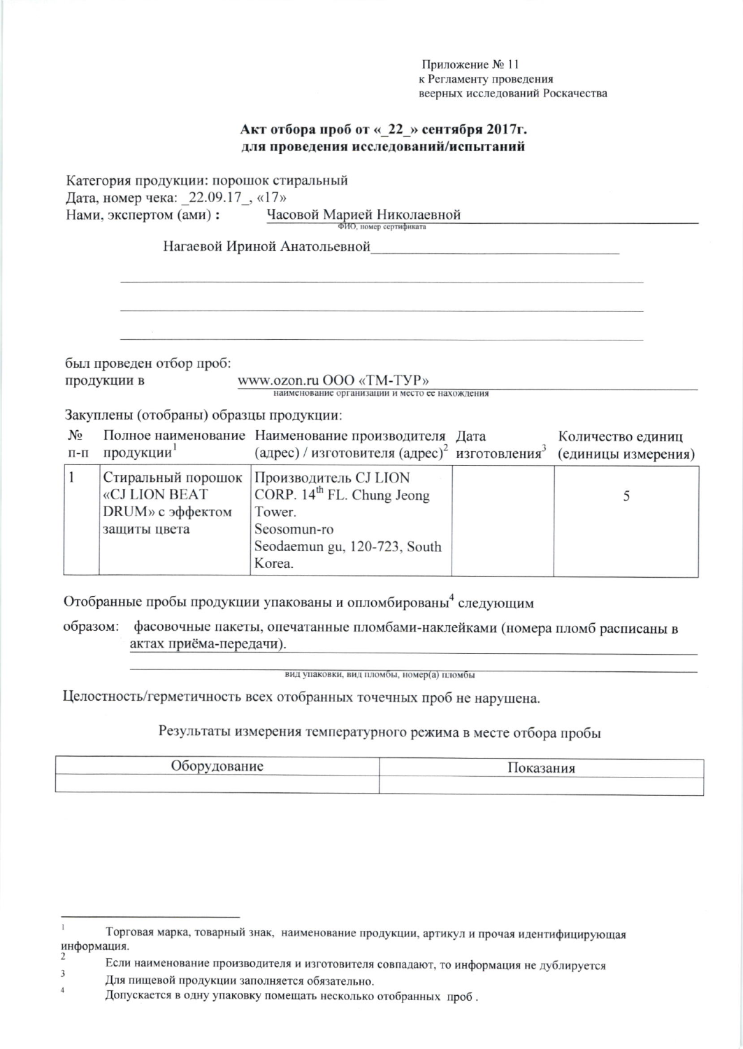Приложение № 11
к Регламенту проведения
веерных исследований Роскачества

**Акт отбора проб от «_22_» сентября 2017г.**
**для проведения исследований/испытаний**

Категория продукции: порошок стиральный
Дата, номер чека: _22.09.17_, «17»
Нами, экспертом (ами) : Часовой Марией Николаевной
ФИО, номер сертификата

Нагаевой Ириной Анатольевной

был проведен отбор проб:
продукции в www.ozon.ru ООО «ТМ-ТУР»
наименование организации и место ее нахождения

Закуплены (отобраны) образцы продукции:

| № п-п | Полное наименование продукции[1] | Наименование производителя (адрес) / изготовителя (адрес)[2] | Дата изготовления[3] | Количество единиц (единицы измерения) |
|---|---|---|---|---|
| 1 | Стиральный порошок «CJ LION BEAT DRUM» с эффектом защиты цвета | Производитель CJ LION CORP. 14th FL. Chung Jeong Tower. Seosomun-ro Seodaemun gu, 120-723, South Korea. | | 5 |

Отобранные пробы продукции упакованы и опломбированы[4] следующим образом: фасовочные пакеты, опечатанные пломбами-наклейками (номера пломб расписаны в актах приёма-передачи).
вид упаковки, вид пломбы, номер(а) пломбы

Целостность/герметичность всех отобранных точечных проб не нарушена.

Результаты измерения температурного режима в месте отбора пробы

| Оборудование | Показания |
|---|---|
| | |

[1] Торговая марка, товарный знак, наименование продукции, артикул и прочая идентифицирующая информация.
[2] Если наименование производителя и изготовителя совпадают, то информация не дублируется
[3] Для пищевой продукции заполняется обязательно.
[4] Допускается в одну упаковку помещать несколько отобранных проб .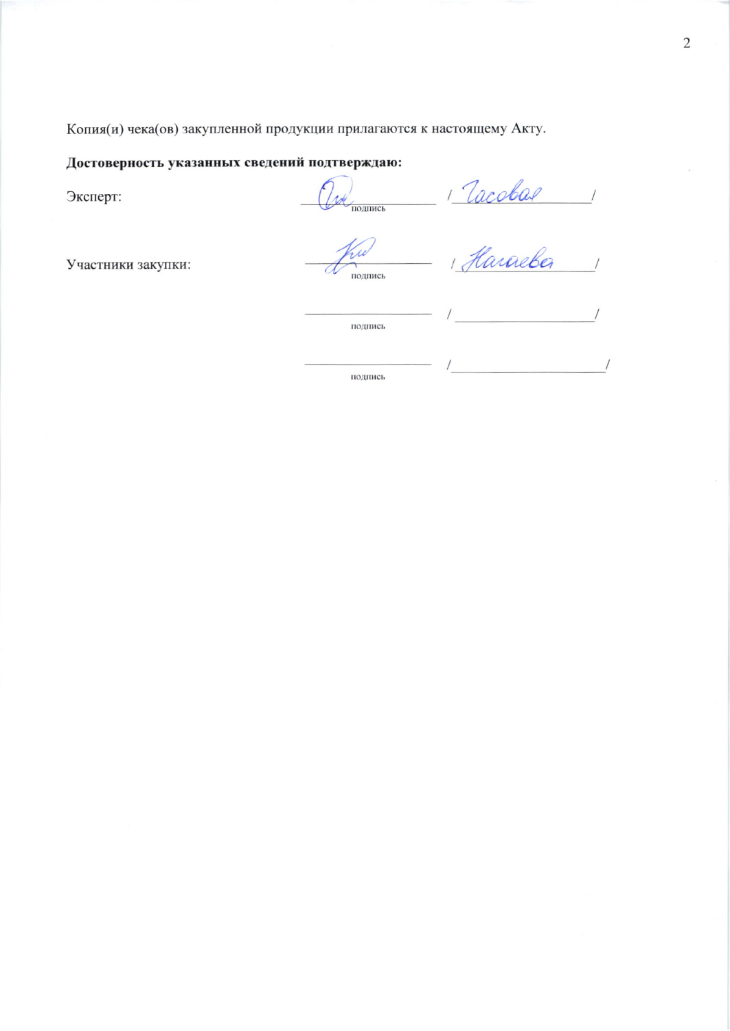Копия(и) чека(ов) закупленной продукции прилагаются к настоящему Акту.

**Достоверность указанных сведений подтверждаю:**

Эксперт: _______________ (подпись) / Гасова /

Участники закупки: _______________ (подпись) / Нагаева /

_______________ (подпись) / _______________ /

_______________ (подпись) / _______________ /